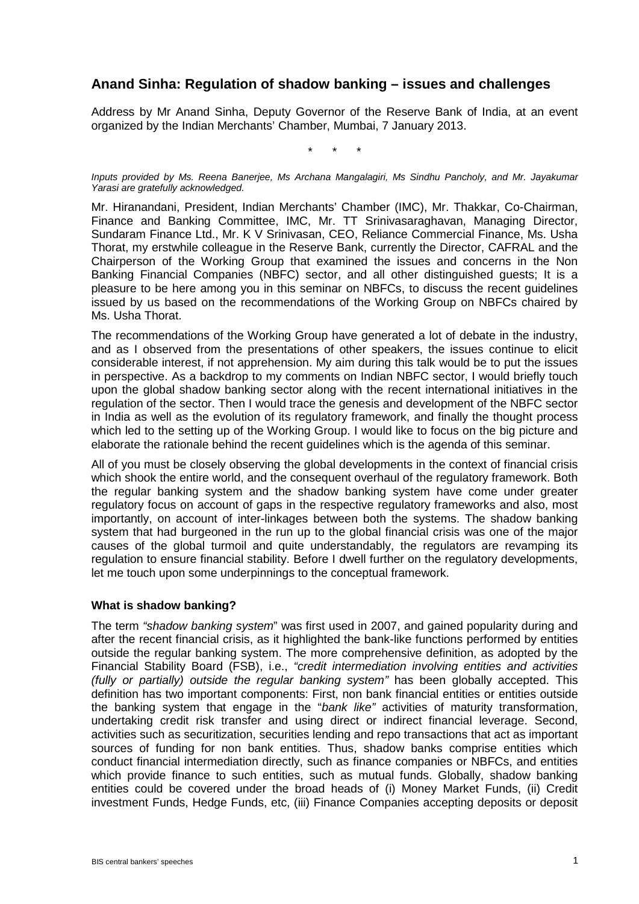# Anand Sinha: Regulation of shadow banking – issues and challenges

Address by Mr Anand Sinha, Deputy Governor of the Reserve Bank of India, at an event organized by the Indian Merchants' Chamber, Mumbai, 7 January 2013.

\*     \*     \*

*Inputs provided by Ms. Reena Banerjee, Ms Archana Mangalagiri, Ms Sindhu Pancholy, and Mr. Jayakumar Yarasi are gratefully acknowledged.*

Mr. Hiranandani, President, Indian Merchants' Chamber (IMC), Mr. Thakkar, Co-Chairman, Finance and Banking Committee, IMC, Mr. TT Srinivasaraghavan, Managing Director, Sundaram Finance Ltd., Mr. K V Srinivasan, CEO, Reliance Commercial Finance, Ms. Usha Thorat, my erstwhile colleague in the Reserve Bank, currently the Director, CAFRAL and the Chairperson of the Working Group that examined the issues and concerns in the Non Banking Financial Companies (NBFC) sector, and all other distinguished guests; It is a pleasure to be here among you in this seminar on NBFCs, to discuss the recent guidelines issued by us based on the recommendations of the Working Group on NBFCs chaired by Ms. Usha Thorat.

The recommendations of the Working Group have generated a lot of debate in the industry, and as I observed from the presentations of other speakers, the issues continue to elicit considerable interest, if not apprehension. My aim during this talk would be to put the issues in perspective. As a backdrop to my comments on Indian NBFC sector, I would briefly touch upon the global shadow banking sector along with the recent international initiatives in the regulation of the sector. Then I would trace the genesis and development of the NBFC sector in India as well as the evolution of its regulatory framework, and finally the thought process which led to the setting up of the Working Group. I would like to focus on the big picture and elaborate the rationale behind the recent guidelines which is the agenda of this seminar.

All of you must be closely observing the global developments in the context of financial crisis which shook the entire world, and the consequent overhaul of the regulatory framework. Both the regular banking system and the shadow banking system have come under greater regulatory focus on account of gaps in the respective regulatory frameworks and also, most importantly, on account of inter-linkages between both the systems. The shadow banking system that had burgeoned in the run up to the global financial crisis was one of the major causes of the global turmoil and quite understandably, the regulators are revamping its regulation to ensure financial stability. Before I dwell further on the regulatory developments, let me touch upon some underpinnings to the conceptual framework.

## What is shadow banking?

The term *"shadow banking system"* was first used in 2007, and gained popularity during and after the recent financial crisis, as it highlighted the bank-like functions performed by entities outside the regular banking system. The more comprehensive definition, as adopted by the Financial Stability Board (FSB), i.e., *"credit intermediation involving entities and activities (fully or partially) outside the regular banking system"* has been globally accepted. This definition has two important components: First, non bank financial entities or entities outside the banking system that engage in the "*bank like"* activities of maturity transformation, undertaking credit risk transfer and using direct or indirect financial leverage. Second, activities such as securitization, securities lending and repo transactions that act as important sources of funding for non bank entities. Thus, shadow banks comprise entities which conduct financial intermediation directly, such as finance companies or NBFCs, and entities which provide finance to such entities, such as mutual funds. Globally, shadow banking entities could be covered under the broad heads of (i) Money Market Funds, (ii) Credit investment Funds, Hedge Funds, etc, (iii) Finance Companies accepting deposits or deposit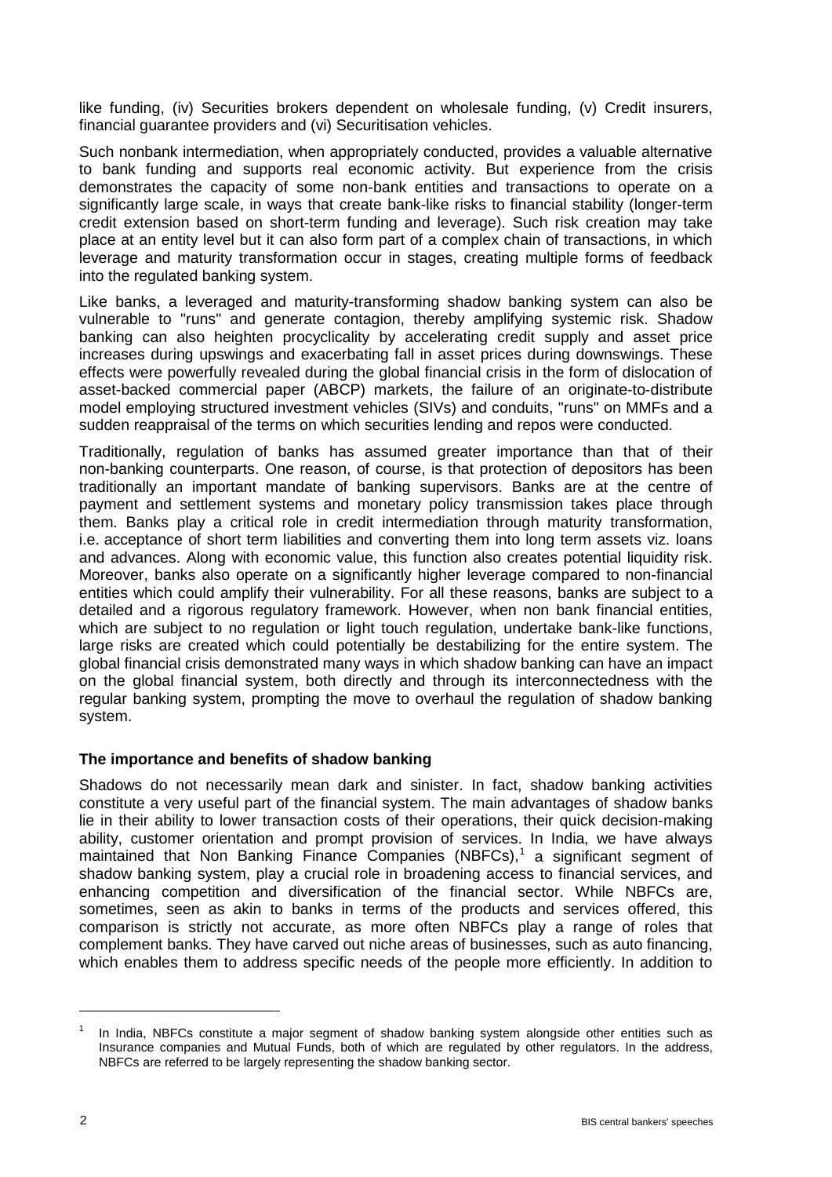like funding, (iv) Securities brokers dependent on wholesale funding, (v) Credit insurers, financial guarantee providers and (vi) Securitisation vehicles.

Such nonbank intermediation, when appropriately conducted, provides a valuable alternative to bank funding and supports real economic activity. But experience from the crisis demonstrates the capacity of some non-bank entities and transactions to operate on a significantly large scale, in ways that create bank-like risks to financial stability (longer-term credit extension based on short-term funding and leverage). Such risk creation may take place at an entity level but it can also form part of a complex chain of transactions, in which leverage and maturity transformation occur in stages, creating multiple forms of feedback into the regulated banking system.

Like banks, a leveraged and maturity-transforming shadow banking system can also be vulnerable to "runs" and generate contagion, thereby amplifying systemic risk. Shadow banking can also heighten procyclicality by accelerating credit supply and asset price increases during upswings and exacerbating fall in asset prices during downswings. These effects were powerfully revealed during the global financial crisis in the form of dislocation of asset-backed commercial paper (ABCP) markets, the failure of an originate-to-distribute model employing structured investment vehicles (SIVs) and conduits, "runs" on MMFs and a sudden reappraisal of the terms on which securities lending and repos were conducted.

Traditionally, regulation of banks has assumed greater importance than that of their non-banking counterparts. One reason, of course, is that protection of depositors has been traditionally an important mandate of banking supervisors. Banks are at the centre of payment and settlement systems and monetary policy transmission takes place through them. Banks play a critical role in credit intermediation through maturity transformation, i.e. acceptance of short term liabilities and converting them into long term assets viz. loans and advances. Along with economic value, this function also creates potential liquidity risk. Moreover, banks also operate on a significantly higher leverage compared to non-financial entities which could amplify their vulnerability. For all these reasons, banks are subject to a detailed and a rigorous regulatory framework. However, when non bank financial entities, which are subject to no regulation or light touch regulation, undertake bank-like functions, large risks are created which could potentially be destabilizing for the entire system. The global financial crisis demonstrated many ways in which shadow banking can have an impact on the global financial system, both directly and through its interconnectedness with the regular banking system, prompting the move to overhaul the regulation of shadow banking system.

**The importance and benefits of shadow banking**

Shadows do not necessarily mean dark and sinister. In fact, shadow banking activities constitute a very useful part of the financial system. The main advantages of shadow banks lie in their ability to lower transaction costs of their operations, their quick decision-making ability, customer orientation and prompt provision of services. In India, we have always maintained that Non Banking Finance Companies (NBFCs),[1] a significant segment of shadow banking system, play a crucial role in broadening access to financial services, and enhancing competition and diversification of the financial sector. While NBFCs are, sometimes, seen as akin to banks in terms of the products and services offered, this comparison is strictly not accurate, as more often NBFCs play a range of roles that complement banks. They have carved out niche areas of businesses, such as auto financing, which enables them to address specific needs of the people more efficiently. In addition to

[1] In India, NBFCs constitute a major segment of shadow banking system alongside other entities such as Insurance companies and Mutual Funds, both of which are regulated by other regulators. In the address, NBFCs are referred to be largely representing the shadow banking sector.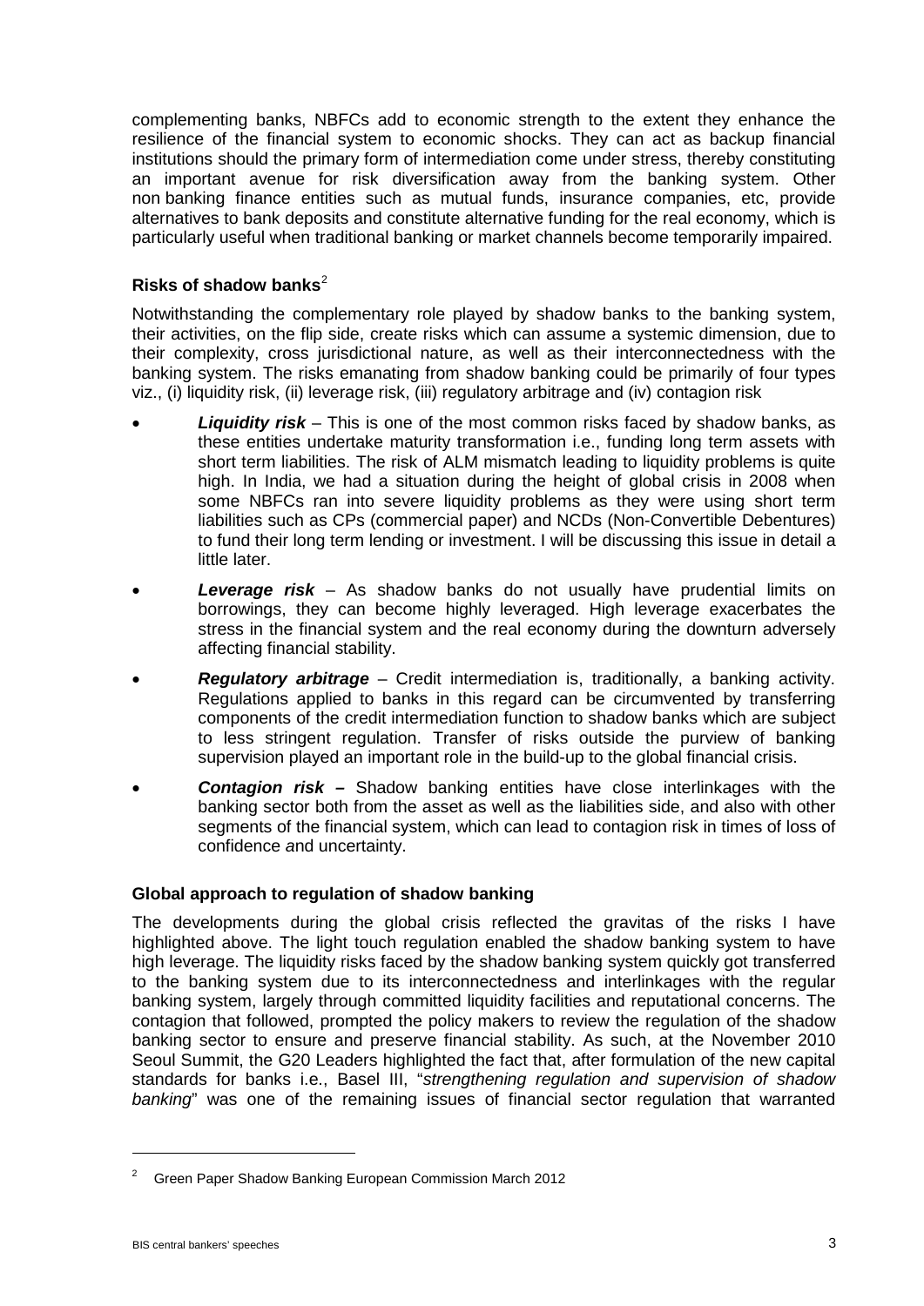complementing banks, NBFCs add to economic strength to the extent they enhance the resilience of the financial system to economic shocks. They can act as backup financial institutions should the primary form of intermediation come under stress, thereby constituting an important avenue for risk diversification away from the banking system. Other non banking finance entities such as mutual funds, insurance companies, etc, provide alternatives to bank deposits and constitute alternative funding for the real economy, which is particularly useful when traditional banking or market channels become temporarily impaired.

**Risks of shadow banks**[2]

Notwithstanding the complementary role played by shadow banks to the banking system, their activities, on the flip side, create risks which can assume a systemic dimension, due to their complexity, cross jurisdictional nature, as well as their interconnectedness with the banking system. The risks emanating from shadow banking could be primarily of four types viz., (i) liquidity risk, (ii) leverage risk, (iii) regulatory arbitrage and (iv) contagion risk

- ***Liquidity risk*** – This is one of the most common risks faced by shadow banks, as these entities undertake maturity transformation i.e., funding long term assets with short term liabilities. The risk of ALM mismatch leading to liquidity problems is quite high. In India, we had a situation during the height of global crisis in 2008 when some NBFCs ran into severe liquidity problems as they were using short term liabilities such as CPs (commercial paper) and NCDs (Non-Convertible Debentures) to fund their long term lending or investment. I will be discussing this issue in detail a little later.
- ***Leverage risk*** – As shadow banks do not usually have prudential limits on borrowings, they can become highly leveraged. High leverage exacerbates the stress in the financial system and the real economy during the downturn adversely affecting financial stability.
- ***Regulatory arbitrage*** – Credit intermediation is, traditionally, a banking activity. Regulations applied to banks in this regard can be circumvented by transferring components of the credit intermediation function to shadow banks which are subject to less stringent regulation. Transfer of risks outside the purview of banking supervision played an important role in the build-up to the global financial crisis.
- ***Contagion risk –*** Shadow banking entities have close interlinkages with the banking sector both from the asset as well as the liabilities side, and also with other segments of the financial system, which can lead to contagion risk in times of loss of confidence and uncertainty.

**Global approach to regulation of shadow banking**

The developments during the global crisis reflected the gravitas of the risks I have highlighted above. The light touch regulation enabled the shadow banking system to have high leverage. The liquidity risks faced by the shadow banking system quickly got transferred to the banking system due to its interconnectedness and interlinkages with the regular banking system, largely through committed liquidity facilities and reputational concerns. The contagion that followed, prompted the policy makers to review the regulation of the shadow banking sector to ensure and preserve financial stability. As such, at the November 2010 Seoul Summit, the G20 Leaders highlighted the fact that, after formulation of the new capital standards for banks i.e., Basel III, "*strengthening regulation and supervision of shadow banking*" was one of the remaining issues of financial sector regulation that warranted

[2] Green Paper Shadow Banking European Commission March 2012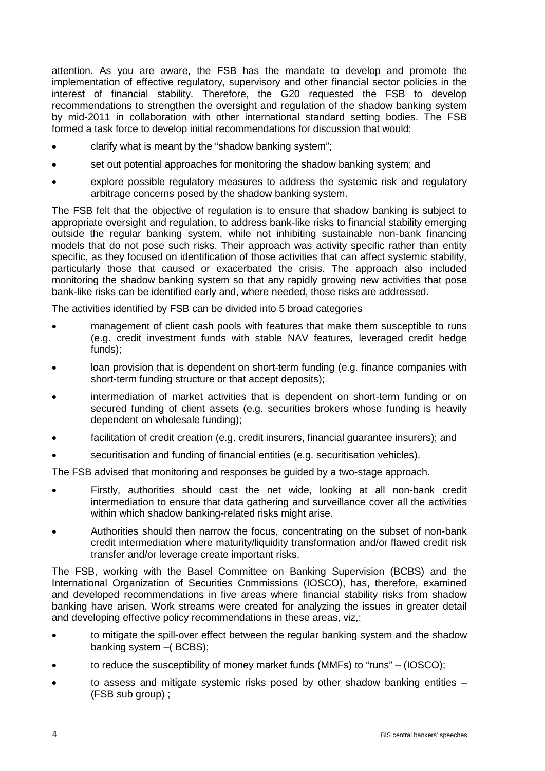attention. As you are aware, the FSB has the mandate to develop and promote the implementation of effective regulatory, supervisory and other financial sector policies in the interest of financial stability. Therefore, the G20 requested the FSB to develop recommendations to strengthen the oversight and regulation of the shadow banking system by mid-2011 in collaboration with other international standard setting bodies. The FSB formed a task force to develop initial recommendations for discussion that would:

- clarify what is meant by the "shadow banking system";
- set out potential approaches for monitoring the shadow banking system; and
- explore possible regulatory measures to address the systemic risk and regulatory arbitrage concerns posed by the shadow banking system.

The FSB felt that the objective of regulation is to ensure that shadow banking is subject to appropriate oversight and regulation, to address bank-like risks to financial stability emerging outside the regular banking system, while not inhibiting sustainable non-bank financing models that do not pose such risks. Their approach was activity specific rather than entity specific, as they focused on identification of those activities that can affect systemic stability, particularly those that caused or exacerbated the crisis. The approach also included monitoring the shadow banking system so that any rapidly growing new activities that pose bank-like risks can be identified early and, where needed, those risks are addressed.

The activities identified by FSB can be divided into 5 broad categories

- management of client cash pools with features that make them susceptible to runs (e.g. credit investment funds with stable NAV features, leveraged credit hedge funds);
- loan provision that is dependent on short-term funding (e.g. finance companies with short-term funding structure or that accept deposits);
- intermediation of market activities that is dependent on short-term funding or on secured funding of client assets (e.g. securities brokers whose funding is heavily dependent on wholesale funding);
- facilitation of credit creation (e.g. credit insurers, financial guarantee insurers); and
- securitisation and funding of financial entities (e.g. securitisation vehicles).

The FSB advised that monitoring and responses be guided by a two-stage approach.

- Firstly, authorities should cast the net wide, looking at all non-bank credit intermediation to ensure that data gathering and surveillance cover all the activities within which shadow banking-related risks might arise.
- Authorities should then narrow the focus, concentrating on the subset of non-bank credit intermediation where maturity/liquidity transformation and/or flawed credit risk transfer and/or leverage create important risks.

The FSB, working with the Basel Committee on Banking Supervision (BCBS) and the International Organization of Securities Commissions (IOSCO), has, therefore, examined and developed recommendations in five areas where financial stability risks from shadow banking have arisen. Work streams were created for analyzing the issues in greater detail and developing effective policy recommendations in these areas, viz,:

- to mitigate the spill-over effect between the regular banking system and the shadow banking system –( BCBS);
- to reduce the susceptibility of money market funds (MMFs) to "runs" – (IOSCO);
- to assess and mitigate systemic risks posed by other shadow banking entities – (FSB sub group) ;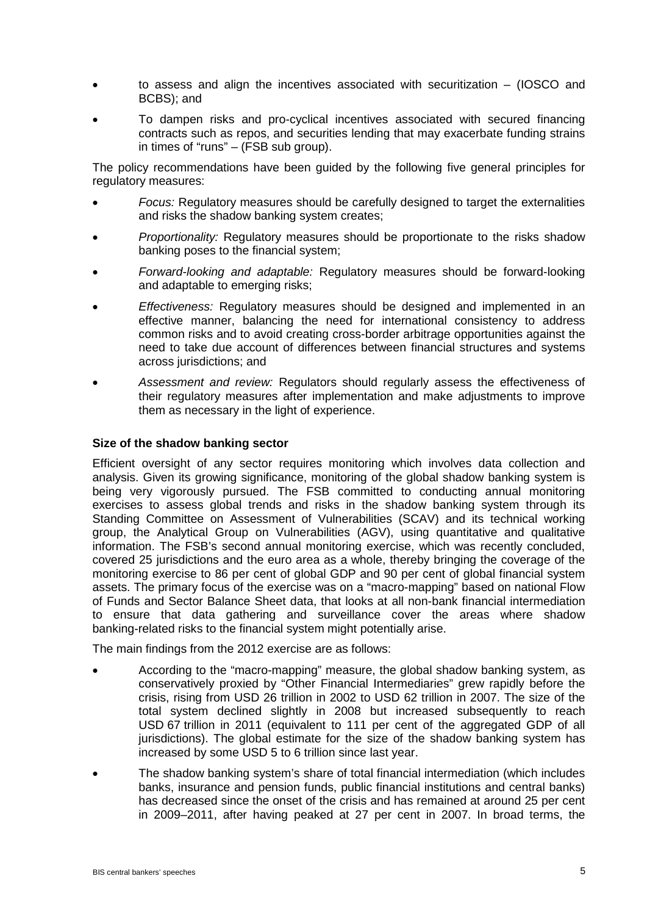- to assess and align the incentives associated with securitization – (IOSCO and BCBS); and
- To dampen risks and pro-cyclical incentives associated with secured financing contracts such as repos, and securities lending that may exacerbate funding strains in times of "runs" – (FSB sub group).

The policy recommendations have been guided by the following five general principles for regulatory measures:

- *Focus:* Regulatory measures should be carefully designed to target the externalities and risks the shadow banking system creates;
- *Proportionality:* Regulatory measures should be proportionate to the risks shadow banking poses to the financial system;
- *Forward-looking and adaptable:* Regulatory measures should be forward-looking and adaptable to emerging risks;
- *Effectiveness:* Regulatory measures should be designed and implemented in an effective manner, balancing the need for international consistency to address common risks and to avoid creating cross-border arbitrage opportunities against the need to take due account of differences between financial structures and systems across jurisdictions; and
- *Assessment and review:* Regulators should regularly assess the effectiveness of their regulatory measures after implementation and make adjustments to improve them as necessary in the light of experience.

**Size of the shadow banking sector**

Efficient oversight of any sector requires monitoring which involves data collection and analysis. Given its growing significance, monitoring of the global shadow banking system is being very vigorously pursued. The FSB committed to conducting annual monitoring exercises to assess global trends and risks in the shadow banking system through its Standing Committee on Assessment of Vulnerabilities (SCAV) and its technical working group, the Analytical Group on Vulnerabilities (AGV), using quantitative and qualitative information. The FSB's second annual monitoring exercise, which was recently concluded, covered 25 jurisdictions and the euro area as a whole, thereby bringing the coverage of the monitoring exercise to 86 per cent of global GDP and 90 per cent of global financial system assets. The primary focus of the exercise was on a "macro-mapping" based on national Flow of Funds and Sector Balance Sheet data, that looks at all non-bank financial intermediation to ensure that data gathering and surveillance cover the areas where shadow banking-related risks to the financial system might potentially arise.

The main findings from the 2012 exercise are as follows:

- According to the "macro-mapping" measure, the global shadow banking system, as conservatively proxied by "Other Financial Intermediaries" grew rapidly before the crisis, rising from USD 26 trillion in 2002 to USD 62 trillion in 2007. The size of the total system declined slightly in 2008 but increased subsequently to reach USD 67 trillion in 2011 (equivalent to 111 per cent of the aggregated GDP of all jurisdictions). The global estimate for the size of the shadow banking system has increased by some USD 5 to 6 trillion since last year.
- The shadow banking system's share of total financial intermediation (which includes banks, insurance and pension funds, public financial institutions and central banks) has decreased since the onset of the crisis and has remained at around 25 per cent in 2009–2011, after having peaked at 27 per cent in 2007. In broad terms, the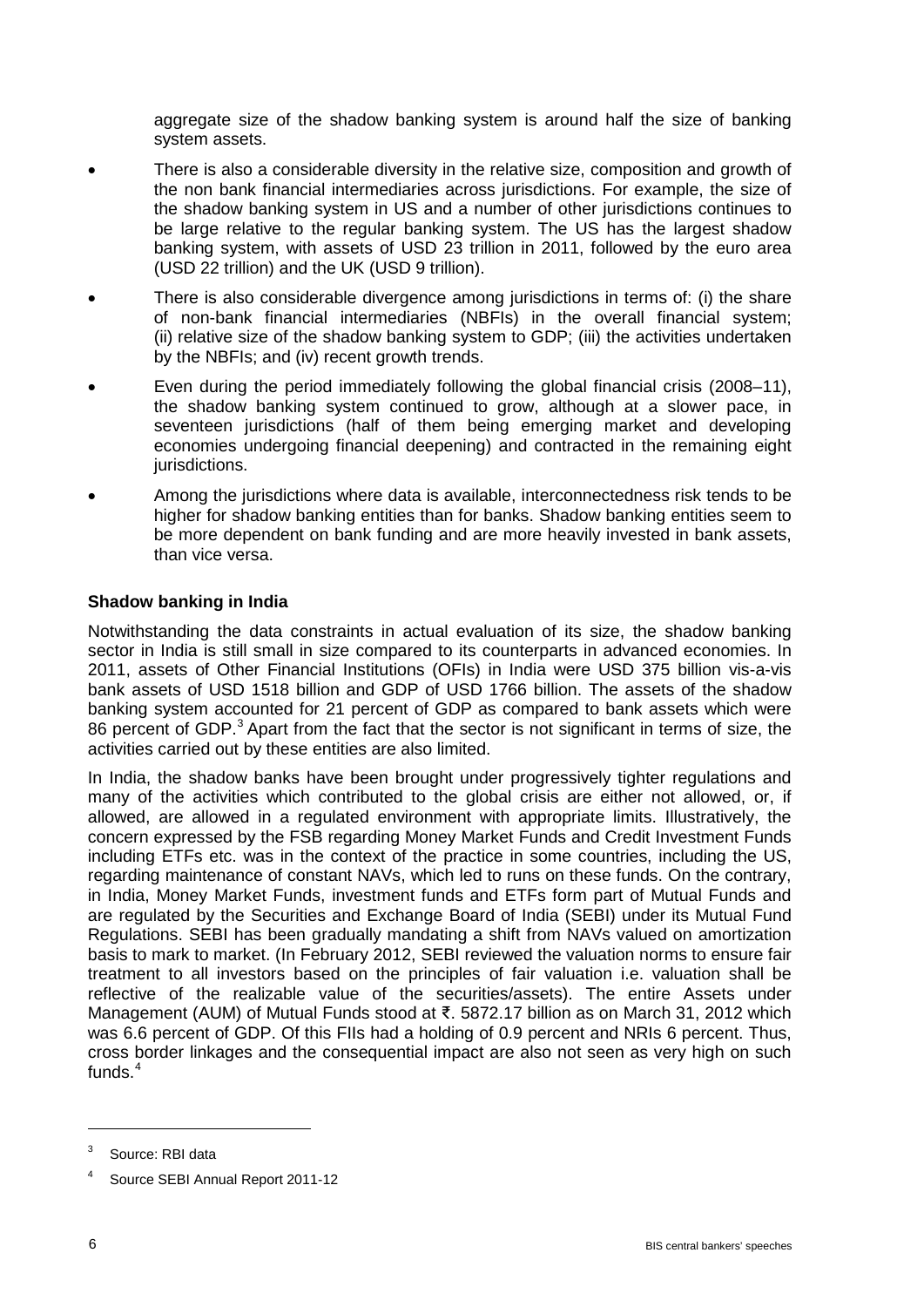aggregate size of the shadow banking system is around half the size of banking system assets.

- There is also a considerable diversity in the relative size, composition and growth of the non bank financial intermediaries across jurisdictions. For example, the size of the shadow banking system in US and a number of other jurisdictions continues to be large relative to the regular banking system. The US has the largest shadow banking system, with assets of USD 23 trillion in 2011, followed by the euro area (USD 22 trillion) and the UK (USD 9 trillion).
- There is also considerable divergence among jurisdictions in terms of: (i) the share of non-bank financial intermediaries (NBFIs) in the overall financial system; (ii) relative size of the shadow banking system to GDP; (iii) the activities undertaken by the NBFIs; and (iv) recent growth trends.
- Even during the period immediately following the global financial crisis (2008–11), the shadow banking system continued to grow, although at a slower pace, in seventeen jurisdictions (half of them being emerging market and developing economies undergoing financial deepening) and contracted in the remaining eight jurisdictions.
- Among the jurisdictions where data is available, interconnectedness risk tends to be higher for shadow banking entities than for banks. Shadow banking entities seem to be more dependent on bank funding and are more heavily invested in bank assets, than vice versa.

**Shadow banking in India**

Notwithstanding the data constraints in actual evaluation of its size, the shadow banking sector in India is still small in size compared to its counterparts in advanced economies. In 2011, assets of Other Financial Institutions (OFIs) in India were USD 375 billion vis-a-vis bank assets of USD 1518 billion and GDP of USD 1766 billion. The assets of the shadow banking system accounted for 21 percent of GDP as compared to bank assets which were 86 percent of GDP.[3] Apart from the fact that the sector is not significant in terms of size, the activities carried out by these entities are also limited.

In India, the shadow banks have been brought under progressively tighter regulations and many of the activities which contributed to the global crisis are either not allowed, or, if allowed, are allowed in a regulated environment with appropriate limits. Illustratively, the concern expressed by the FSB regarding Money Market Funds and Credit Investment Funds including ETFs etc. was in the context of the practice in some countries, including the US, regarding maintenance of constant NAVs, which led to runs on these funds. On the contrary, in India, Money Market Funds, investment funds and ETFs form part of Mutual Funds and are regulated by the Securities and Exchange Board of India (SEBI) under its Mutual Fund Regulations. SEBI has been gradually mandating a shift from NAVs valued on amortization basis to mark to market. (In February 2012, SEBI reviewed the valuation norms to ensure fair treatment to all investors based on the principles of fair valuation i.e. valuation shall be reflective of the realizable value of the securities/assets). The entire Assets under Management (AUM) of Mutual Funds stood at ₹. 5872.17 billion as on March 31, 2012 which was 6.6 percent of GDP. Of this FIIs had a holding of 0.9 percent and NRIs 6 percent. Thus, cross border linkages and the consequential impact are also not seen as very high on such funds.[4]

---

[3] Source: RBI data

[4] Source SEBI Annual Report 2011-12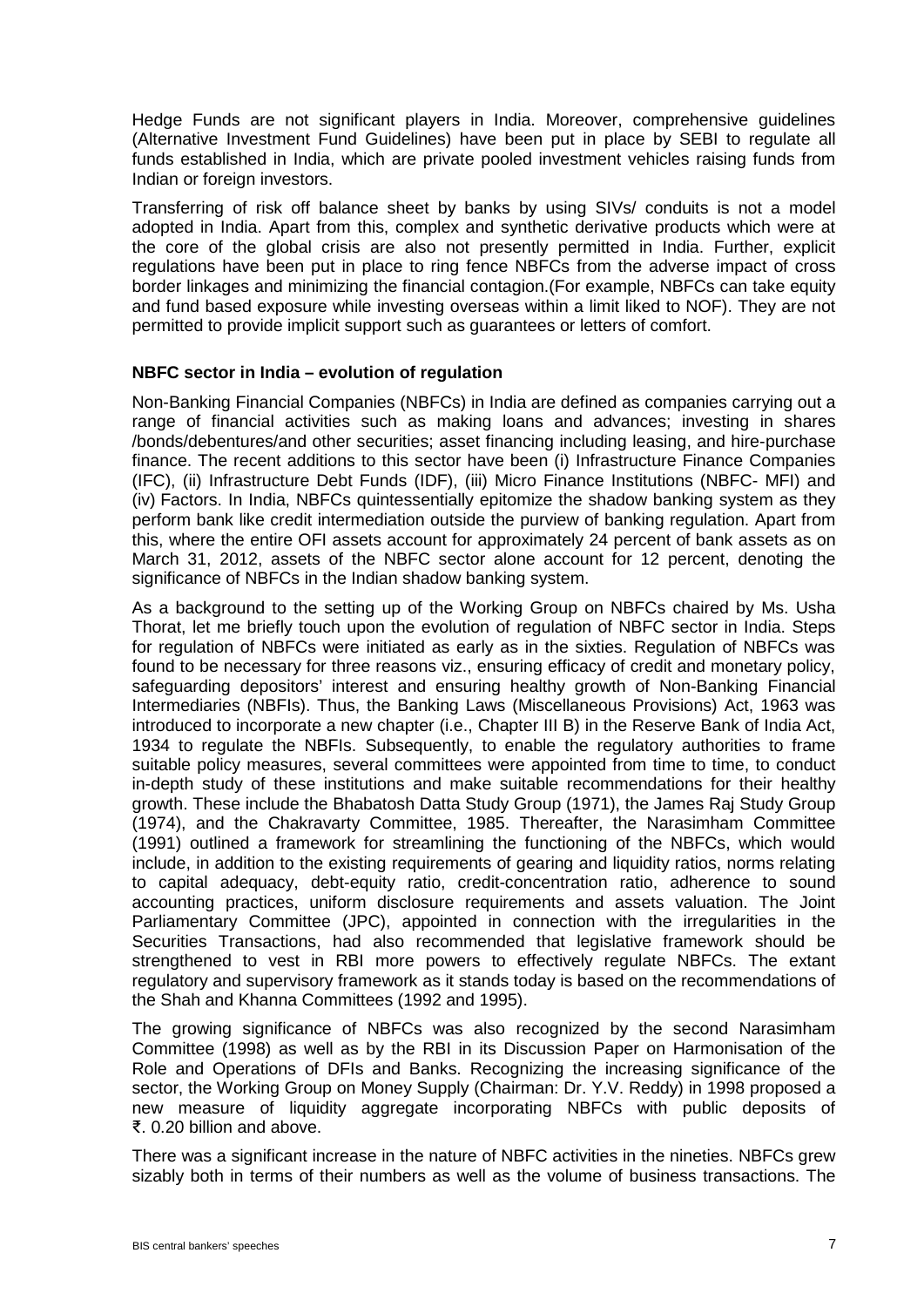Hedge Funds are not significant players in India. Moreover, comprehensive guidelines (Alternative Investment Fund Guidelines) have been put in place by SEBI to regulate all funds established in India, which are private pooled investment vehicles raising funds from Indian or foreign investors.

Transferring of risk off balance sheet by banks by using SIVs/ conduits is not a model adopted in India. Apart from this, complex and synthetic derivative products which were at the core of the global crisis are also not presently permitted in India. Further, explicit regulations have been put in place to ring fence NBFCs from the adverse impact of cross border linkages and minimizing the financial contagion.(For example, NBFCs can take equity and fund based exposure while investing overseas within a limit liked to NOF). They are not permitted to provide implicit support such as guarantees or letters of comfort.

**NBFC sector in India – evolution of regulation**

Non-Banking Financial Companies (NBFCs) in India are defined as companies carrying out a range of financial activities such as making loans and advances; investing in shares /bonds/debentures/and other securities; asset financing including leasing, and hire-purchase finance. The recent additions to this sector have been (i) Infrastructure Finance Companies (IFC), (ii) Infrastructure Debt Funds (IDF), (iii) Micro Finance Institutions (NBFC- MFI) and (iv) Factors. In India, NBFCs quintessentially epitomize the shadow banking system as they perform bank like credit intermediation outside the purview of banking regulation. Apart from this, where the entire OFI assets account for approximately 24 percent of bank assets as on March 31, 2012, assets of the NBFC sector alone account for 12 percent, denoting the significance of NBFCs in the Indian shadow banking system.

As a background to the setting up of the Working Group on NBFCs chaired by Ms. Usha Thorat, let me briefly touch upon the evolution of regulation of NBFC sector in India. Steps for regulation of NBFCs were initiated as early as in the sixties. Regulation of NBFCs was found to be necessary for three reasons viz., ensuring efficacy of credit and monetary policy, safeguarding depositors' interest and ensuring healthy growth of Non-Banking Financial Intermediaries (NBFIs). Thus, the Banking Laws (Miscellaneous Provisions) Act, 1963 was introduced to incorporate a new chapter (i.e., Chapter III B) in the Reserve Bank of India Act, 1934 to regulate the NBFIs. Subsequently, to enable the regulatory authorities to frame suitable policy measures, several committees were appointed from time to time, to conduct in-depth study of these institutions and make suitable recommendations for their healthy growth. These include the Bhabatosh Datta Study Group (1971), the James Raj Study Group (1974), and the Chakravarty Committee, 1985. Thereafter, the Narasimham Committee (1991) outlined a framework for streamlining the functioning of the NBFCs, which would include, in addition to the existing requirements of gearing and liquidity ratios, norms relating to capital adequacy, debt-equity ratio, credit-concentration ratio, adherence to sound accounting practices, uniform disclosure requirements and assets valuation. The Joint Parliamentary Committee (JPC), appointed in connection with the irregularities in the Securities Transactions, had also recommended that legislative framework should be strengthened to vest in RBI more powers to effectively regulate NBFCs. The extant regulatory and supervisory framework as it stands today is based on the recommendations of the Shah and Khanna Committees (1992 and 1995).

The growing significance of NBFCs was also recognized by the second Narasimham Committee (1998) as well as by the RBI in its Discussion Paper on Harmonisation of the Role and Operations of DFIs and Banks. Recognizing the increasing significance of the sector, the Working Group on Money Supply (Chairman: Dr. Y.V. Reddy) in 1998 proposed a new measure of liquidity aggregate incorporating NBFCs with public deposits of ₹. 0.20 billion and above.

There was a significant increase in the nature of NBFC activities in the nineties. NBFCs grew sizably both in terms of their numbers as well as the volume of business transactions. The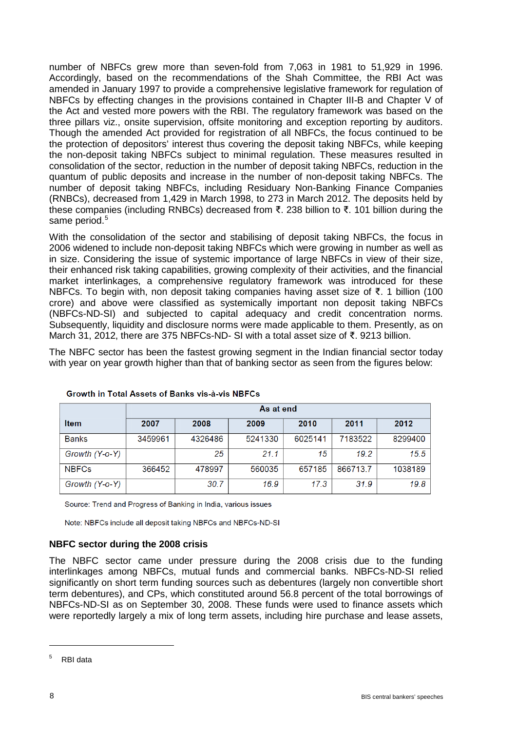number of NBFCs grew more than seven-fold from 7,063 in 1981 to 51,929 in 1996. Accordingly, based on the recommendations of the Shah Committee, the RBI Act was amended in January 1997 to provide a comprehensive legislative framework for regulation of NBFCs by effecting changes in the provisions contained in Chapter III-B and Chapter V of the Act and vested more powers with the RBI. The regulatory framework was based on the three pillars viz., onsite supervision, offsite monitoring and exception reporting by auditors. Though the amended Act provided for registration of all NBFCs, the focus continued to be the protection of depositors' interest thus covering the deposit taking NBFCs, while keeping the non-deposit taking NBFCs subject to minimal regulation. These measures resulted in consolidation of the sector, reduction in the number of deposit taking NBFCs, reduction in the quantum of public deposits and increase in the number of non-deposit taking NBFCs. The number of deposit taking NBFCs, including Residuary Non-Banking Finance Companies (RNBCs), decreased from 1,429 in March 1998, to 273 in March 2012. The deposits held by these companies (including RNBCs) decreased from ₹. 238 billion to ₹. 101 billion during the same period.[5]

With the consolidation of the sector and stabilising of deposit taking NBFCs, the focus in 2006 widened to include non-deposit taking NBFCs which were growing in number as well as in size. Considering the issue of systemic importance of large NBFCs in view of their size, their enhanced risk taking capabilities, growing complexity of their activities, and the financial market interlinkages, a comprehensive regulatory framework was introduced for these NBFCs. To begin with, non deposit taking companies having asset size of ₹. 1 billion (100 crore) and above were classified as systemically important non deposit taking NBFCs (NBFCs-ND-SI) and subjected to capital adequacy and credit concentration norms. Subsequently, liquidity and disclosure norms were made applicable to them. Presently, as on March 31, 2012, there are 375 NBFCs-ND- SI with a total asset size of ₹. 9213 billion.

The NBFC sector has been the fastest growing segment in the Indian financial sector today with year on year growth higher than that of banking sector as seen from the figures below:

**Growth in Total Assets of Banks vis-à-vis NBFCs**

| Item | As at end | | | | | |
|---|---|---|---|---|---|---|
| | 2007 | 2008 | 2009 | 2010 | 2011 | 2012 |
| Banks | 3459961 | 4326486 | 5241330 | 6025141 | 7183522 | 8299400 |
| *Growth (Y-o-Y)* | | *25* | *21.1* | *15* | *19.2* | *15.5* |
| NBFCs | 366452 | 478997 | 560035 | 657185 | 866713.7 | 1038189 |
| *Growth (Y-o-Y)* | | *30.7* | *16.9* | *17.3* | *31.9* | *19.8* |

Source: Trend and Progress of Banking in India, various issues

Note: NBFCs include all deposit taking NBFCs and NBFCs-ND-SI

### NBFC sector during the 2008 crisis

The NBFC sector came under pressure during the 2008 crisis due to the funding interlinkages among NBFCs, mutual funds and commercial banks. NBFCs-ND-SI relied significantly on short term funding sources such as debentures (largely non convertible short term debentures), and CPs, which constituted around 56.8 percent of the total borrowings of NBFCs-ND-SI as on September 30, 2008. These funds were used to finance assets which were reportedly largely a mix of long term assets, including hire purchase and lease assets,

[5] RBI data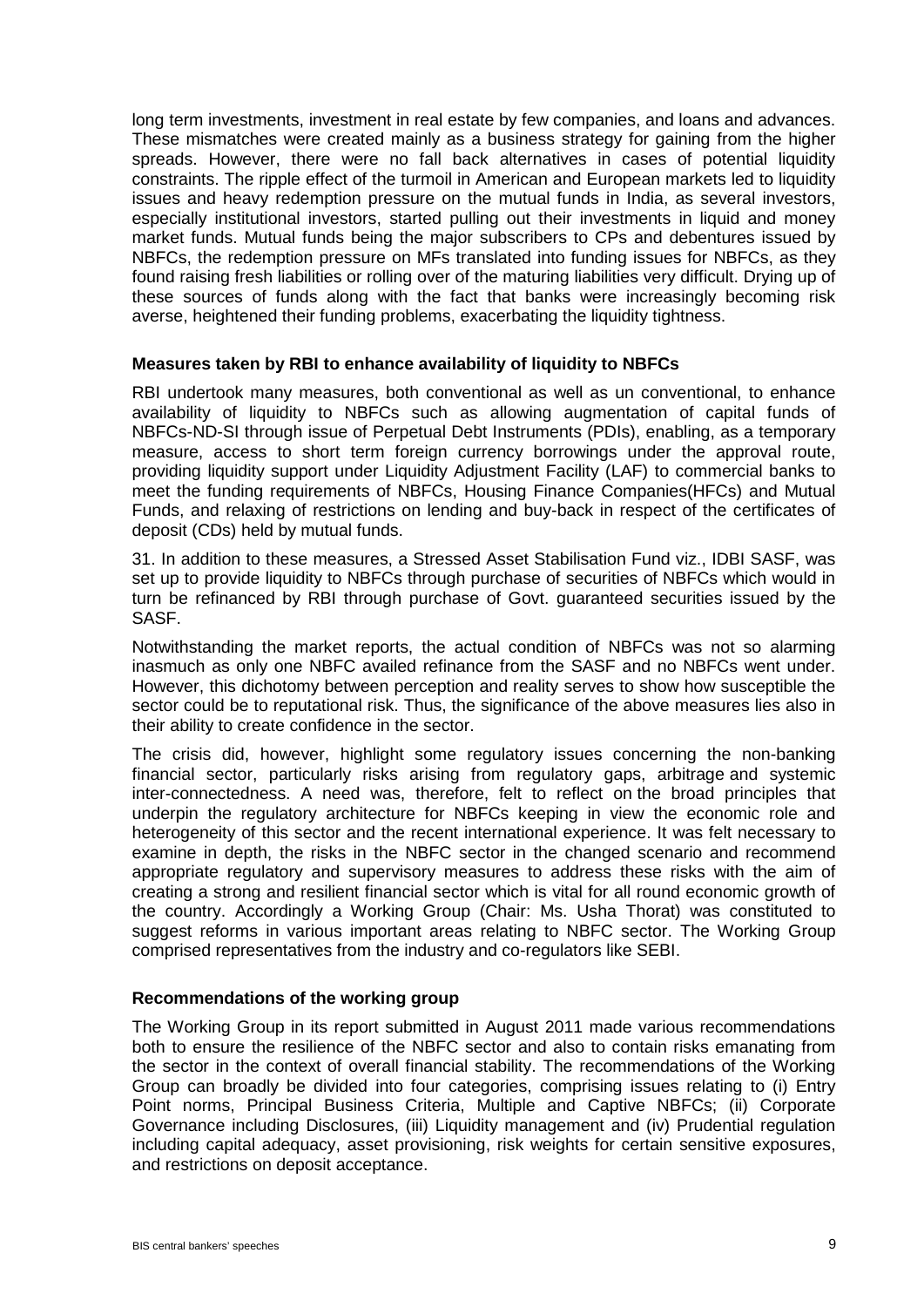long term investments, investment in real estate by few companies, and loans and advances. These mismatches were created mainly as a business strategy for gaining from the higher spreads. However, there were no fall back alternatives in cases of potential liquidity constraints. The ripple effect of the turmoil in American and European markets led to liquidity issues and heavy redemption pressure on the mutual funds in India, as several investors, especially institutional investors, started pulling out their investments in liquid and money market funds. Mutual funds being the major subscribers to CPs and debentures issued by NBFCs, the redemption pressure on MFs translated into funding issues for NBFCs, as they found raising fresh liabilities or rolling over of the maturing liabilities very difficult. Drying up of these sources of funds along with the fact that banks were increasingly becoming risk averse, heightened their funding problems, exacerbating the liquidity tightness.

**Measures taken by RBI to enhance availability of liquidity to NBFCs**

RBI undertook many measures, both conventional as well as un conventional, to enhance availability of liquidity to NBFCs such as allowing augmentation of capital funds of NBFCs-ND-SI through issue of Perpetual Debt Instruments (PDIs), enabling, as a temporary measure, access to short term foreign currency borrowings under the approval route, providing liquidity support under Liquidity Adjustment Facility (LAF) to commercial banks to meet the funding requirements of NBFCs, Housing Finance Companies(HFCs) and Mutual Funds, and relaxing of restrictions on lending and buy-back in respect of the certificates of deposit (CDs) held by mutual funds.

31. In addition to these measures, a Stressed Asset Stabilisation Fund viz., IDBI SASF, was set up to provide liquidity to NBFCs through purchase of securities of NBFCs which would in turn be refinanced by RBI through purchase of Govt. guaranteed securities issued by the SASF.

Notwithstanding the market reports, the actual condition of NBFCs was not so alarming inasmuch as only one NBFC availed refinance from the SASF and no NBFCs went under. However, this dichotomy between perception and reality serves to show how susceptible the sector could be to reputational risk. Thus, the significance of the above measures lies also in their ability to create confidence in the sector.

The crisis did, however, highlight some regulatory issues concerning the non-banking financial sector, particularly risks arising from regulatory gaps, arbitrage and systemic inter-connectedness. A need was, therefore, felt to reflect on the broad principles that underpin the regulatory architecture for NBFCs keeping in view the economic role and heterogeneity of this sector and the recent international experience. It was felt necessary to examine in depth, the risks in the NBFC sector in the changed scenario and recommend appropriate regulatory and supervisory measures to address these risks with the aim of creating a strong and resilient financial sector which is vital for all round economic growth of the country. Accordingly a Working Group (Chair: Ms. Usha Thorat) was constituted to suggest reforms in various important areas relating to NBFC sector. The Working Group comprised representatives from the industry and co-regulators like SEBI.

**Recommendations of the working group**

The Working Group in its report submitted in August 2011 made various recommendations both to ensure the resilience of the NBFC sector and also to contain risks emanating from the sector in the context of overall financial stability. The recommendations of the Working Group can broadly be divided into four categories, comprising issues relating to (i) Entry Point norms, Principal Business Criteria, Multiple and Captive NBFCs; (ii) Corporate Governance including Disclosures, (iii) Liquidity management and (iv) Prudential regulation including capital adequacy, asset provisioning, risk weights for certain sensitive exposures, and restrictions on deposit acceptance.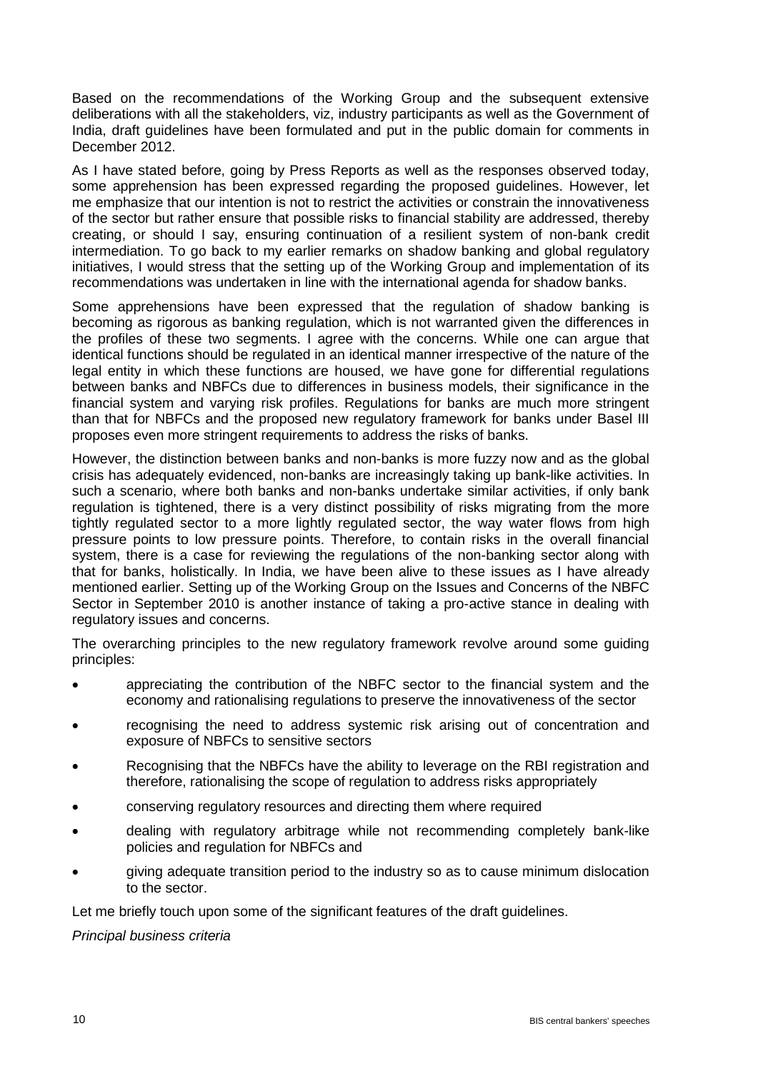Based on the recommendations of the Working Group and the subsequent extensive deliberations with all the stakeholders, viz, industry participants as well as the Government of India, draft guidelines have been formulated and put in the public domain for comments in December 2012.

As I have stated before, going by Press Reports as well as the responses observed today, some apprehension has been expressed regarding the proposed guidelines. However, let me emphasize that our intention is not to restrict the activities or constrain the innovativeness of the sector but rather ensure that possible risks to financial stability are addressed, thereby creating, or should I say, ensuring continuation of a resilient system of non-bank credit intermediation. To go back to my earlier remarks on shadow banking and global regulatory initiatives, I would stress that the setting up of the Working Group and implementation of its recommendations was undertaken in line with the international agenda for shadow banks.

Some apprehensions have been expressed that the regulation of shadow banking is becoming as rigorous as banking regulation, which is not warranted given the differences in the profiles of these two segments. I agree with the concerns. While one can argue that identical functions should be regulated in an identical manner irrespective of the nature of the legal entity in which these functions are housed, we have gone for differential regulations between banks and NBFCs due to differences in business models, their significance in the financial system and varying risk profiles. Regulations for banks are much more stringent than that for NBFCs and the proposed new regulatory framework for banks under Basel III proposes even more stringent requirements to address the risks of banks.

However, the distinction between banks and non-banks is more fuzzy now and as the global crisis has adequately evidenced, non-banks are increasingly taking up bank-like activities. In such a scenario, where both banks and non-banks undertake similar activities, if only bank regulation is tightened, there is a very distinct possibility of risks migrating from the more tightly regulated sector to a more lightly regulated sector, the way water flows from high pressure points to low pressure points. Therefore, to contain risks in the overall financial system, there is a case for reviewing the regulations of the non-banking sector along with that for banks, holistically. In India, we have been alive to these issues as I have already mentioned earlier. Setting up of the Working Group on the Issues and Concerns of the NBFC Sector in September 2010 is another instance of taking a pro-active stance in dealing with regulatory issues and concerns.

The overarching principles to the new regulatory framework revolve around some guiding principles:

- appreciating the contribution of the NBFC sector to the financial system and the economy and rationalising regulations to preserve the innovativeness of the sector
- recognising the need to address systemic risk arising out of concentration and exposure of NBFCs to sensitive sectors
- Recognising that the NBFCs have the ability to leverage on the RBI registration and therefore, rationalising the scope of regulation to address risks appropriately
- conserving regulatory resources and directing them where required
- dealing with regulatory arbitrage while not recommending completely bank-like policies and regulation for NBFCs and
- giving adequate transition period to the industry so as to cause minimum dislocation to the sector.

Let me briefly touch upon some of the significant features of the draft guidelines.

*Principal business criteria*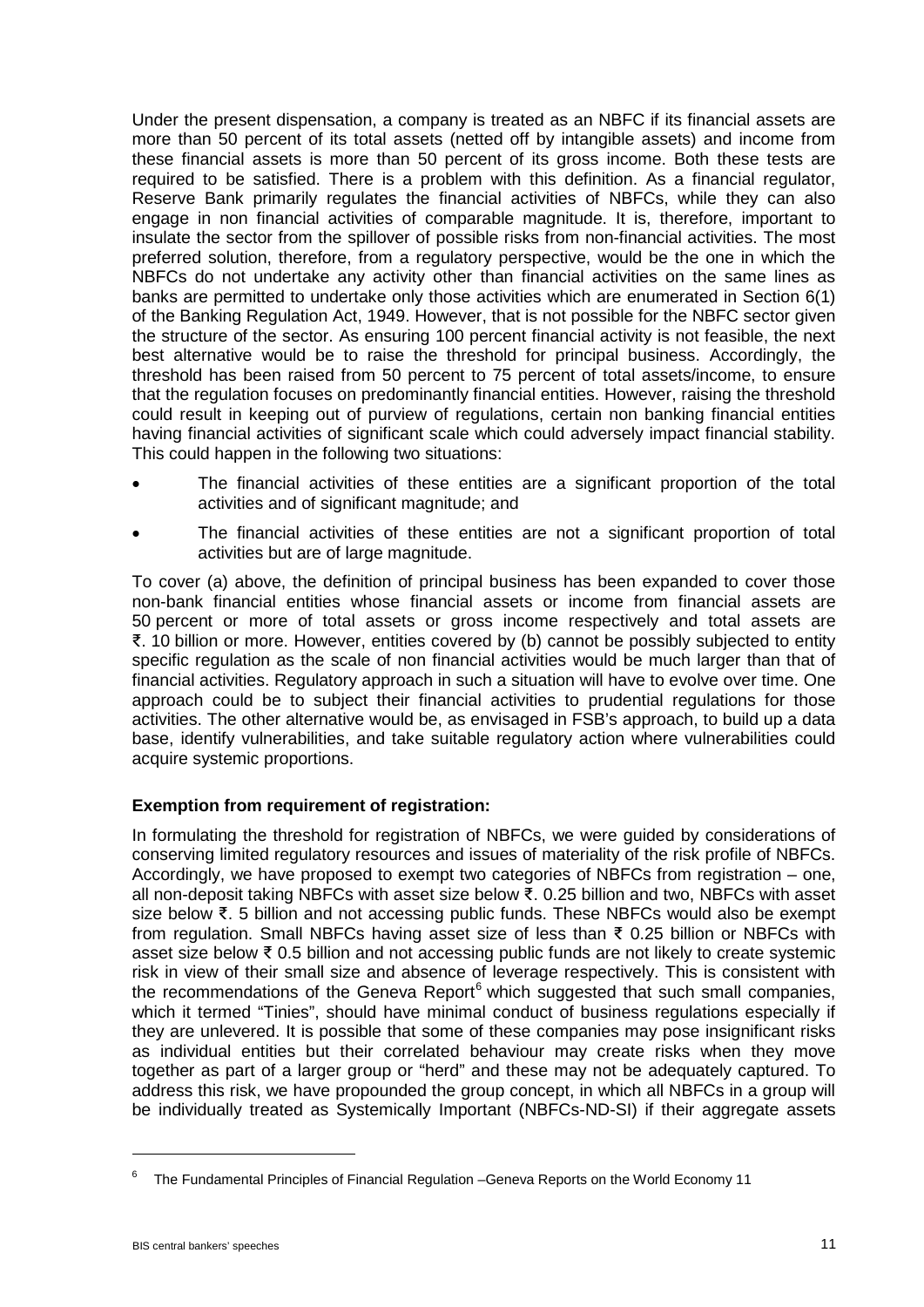Under the present dispensation, a company is treated as an NBFC if its financial assets are more than 50 percent of its total assets (netted off by intangible assets) and income from these financial assets is more than 50 percent of its gross income. Both these tests are required to be satisfied. There is a problem with this definition. As a financial regulator, Reserve Bank primarily regulates the financial activities of NBFCs, while they can also engage in non financial activities of comparable magnitude. It is, therefore, important to insulate the sector from the spillover of possible risks from non-financial activities. The most preferred solution, therefore, from a regulatory perspective, would be the one in which the NBFCs do not undertake any activity other than financial activities on the same lines as banks are permitted to undertake only those activities which are enumerated in Section 6(1) of the Banking Regulation Act, 1949. However, that is not possible for the NBFC sector given the structure of the sector. As ensuring 100 percent financial activity is not feasible, the next best alternative would be to raise the threshold for principal business. Accordingly, the threshold has been raised from 50 percent to 75 percent of total assets/income, to ensure that the regulation focuses on predominantly financial entities. However, raising the threshold could result in keeping out of purview of regulations, certain non banking financial entities having financial activities of significant scale which could adversely impact financial stability. This could happen in the following two situations:

- The financial activities of these entities are a significant proportion of the total activities and of significant magnitude; and
- The financial activities of these entities are not a significant proportion of total activities but are of large magnitude.

To cover (a) above, the definition of principal business has been expanded to cover those non-bank financial entities whose financial assets or income from financial assets are 50 percent or more of total assets or gross income respectively and total assets are ₹. 10 billion or more. However, entities covered by (b) cannot be possibly subjected to entity specific regulation as the scale of non financial activities would be much larger than that of financial activities. Regulatory approach in such a situation will have to evolve over time. One approach could be to subject their financial activities to prudential regulations for those activities. The other alternative would be, as envisaged in FSB's approach, to build up a data base, identify vulnerabilities, and take suitable regulatory action where vulnerabilities could acquire systemic proportions.

**Exemption from requirement of registration:**

In formulating the threshold for registration of NBFCs, we were guided by considerations of conserving limited regulatory resources and issues of materiality of the risk profile of NBFCs. Accordingly, we have proposed to exempt two categories of NBFCs from registration – one, all non-deposit taking NBFCs with asset size below ₹. 0.25 billion and two, NBFCs with asset size below ₹. 5 billion and not accessing public funds. These NBFCs would also be exempt from regulation. Small NBFCs having asset size of less than ₹ 0.25 billion or NBFCs with asset size below ₹ 0.5 billion and not accessing public funds are not likely to create systemic risk in view of their small size and absence of leverage respectively. This is consistent with the recommendations of the Geneva Report[6] which suggested that such small companies, which it termed "Tinies", should have minimal conduct of business regulations especially if they are unlevered. It is possible that some of these companies may pose insignificant risks as individual entities but their correlated behaviour may create risks when they move together as part of a larger group or "herd" and these may not be adequately captured. To address this risk, we have propounded the group concept, in which all NBFCs in a group will be individually treated as Systemically Important (NBFCs-ND-SI) if their aggregate assets

---

[6] The Fundamental Principles of Financial Regulation –Geneva Reports on the World Economy 11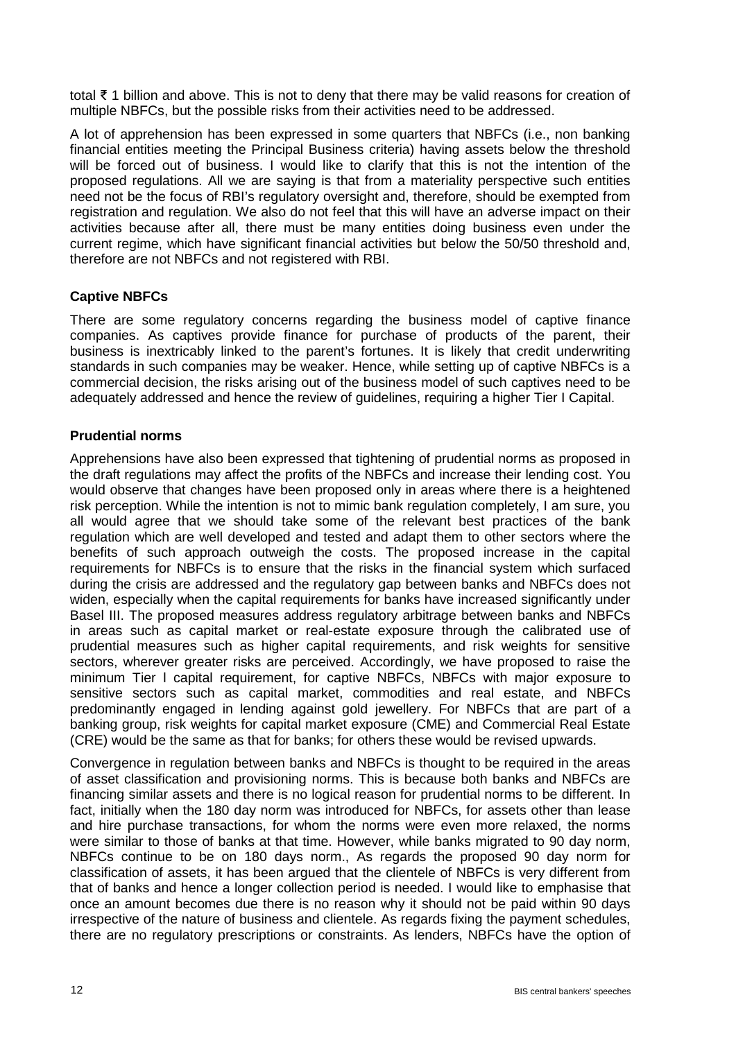total ₹ 1 billion and above. This is not to deny that there may be valid reasons for creation of multiple NBFCs, but the possible risks from their activities need to be addressed.

A lot of apprehension has been expressed in some quarters that NBFCs (i.e., non banking financial entities meeting the Principal Business criteria) having assets below the threshold will be forced out of business. I would like to clarify that this is not the intention of the proposed regulations. All we are saying is that from a materiality perspective such entities need not be the focus of RBI's regulatory oversight and, therefore, should be exempted from registration and regulation. We also do not feel that this will have an adverse impact on their activities because after all, there must be many entities doing business even under the current regime, which have significant financial activities but below the 50/50 threshold and, therefore are not NBFCs and not registered with RBI.

### Captive NBFCs

There are some regulatory concerns regarding the business model of captive finance companies. As captives provide finance for purchase of products of the parent, their business is inextricably linked to the parent's fortunes. It is likely that credit underwriting standards in such companies may be weaker. Hence, while setting up of captive NBFCs is a commercial decision, the risks arising out of the business model of such captives need to be adequately addressed and hence the review of guidelines, requiring a higher Tier I Capital.

### Prudential norms

Apprehensions have also been expressed that tightening of prudential norms as proposed in the draft regulations may affect the profits of the NBFCs and increase their lending cost. You would observe that changes have been proposed only in areas where there is a heightened risk perception. While the intention is not to mimic bank regulation completely, I am sure, you all would agree that we should take some of the relevant best practices of the bank regulation which are well developed and tested and adapt them to other sectors where the benefits of such approach outweigh the costs. The proposed increase in the capital requirements for NBFCs is to ensure that the risks in the financial system which surfaced during the crisis are addressed and the regulatory gap between banks and NBFCs does not widen, especially when the capital requirements for banks have increased significantly under Basel III. The proposed measures address regulatory arbitrage between banks and NBFCs in areas such as capital market or real-estate exposure through the calibrated use of prudential measures such as higher capital requirements, and risk weights for sensitive sectors, wherever greater risks are perceived. Accordingly, we have proposed to raise the minimum Tier I capital requirement, for captive NBFCs, NBFCs with major exposure to sensitive sectors such as capital market, commodities and real estate, and NBFCs predominantly engaged in lending against gold jewellery. For NBFCs that are part of a banking group, risk weights for capital market exposure (CME) and Commercial Real Estate (CRE) would be the same as that for banks; for others these would be revised upwards.

Convergence in regulation between banks and NBFCs is thought to be required in the areas of asset classification and provisioning norms. This is because both banks and NBFCs are financing similar assets and there is no logical reason for prudential norms to be different. In fact, initially when the 180 day norm was introduced for NBFCs, for assets other than lease and hire purchase transactions, for whom the norms were even more relaxed, the norms were similar to those of banks at that time. However, while banks migrated to 90 day norm, NBFCs continue to be on 180 days norm., As regards the proposed 90 day norm for classification of assets, it has been argued that the clientele of NBFCs is very different from that of banks and hence a longer collection period is needed. I would like to emphasise that once an amount becomes due there is no reason why it should not be paid within 90 days irrespective of the nature of business and clientele. As regards fixing the payment schedules, there are no regulatory prescriptions or constraints. As lenders, NBFCs have the option of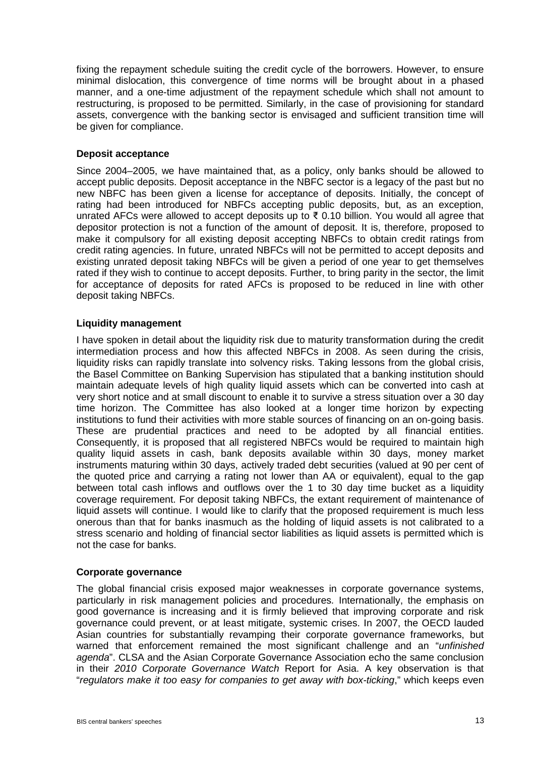fixing the repayment schedule suiting the credit cycle of the borrowers. However, to ensure minimal dislocation, this convergence of time norms will be brought about in a phased manner, and a one-time adjustment of the repayment schedule which shall not amount to restructuring, is proposed to be permitted. Similarly, in the case of provisioning for standard assets, convergence with the banking sector is envisaged and sufficient transition time will be given for compliance.

**Deposit acceptance**

Since 2004–2005, we have maintained that, as a policy, only banks should be allowed to accept public deposits. Deposit acceptance in the NBFC sector is a legacy of the past but no new NBFC has been given a license for acceptance of deposits. Initially, the concept of rating had been introduced for NBFCs accepting public deposits, but, as an exception, unrated AFCs were allowed to accept deposits up to ₹ 0.10 billion. You would all agree that depositor protection is not a function of the amount of deposit. It is, therefore, proposed to make it compulsory for all existing deposit accepting NBFCs to obtain credit ratings from credit rating agencies. In future, unrated NBFCs will not be permitted to accept deposits and existing unrated deposit taking NBFCs will be given a period of one year to get themselves rated if they wish to continue to accept deposits. Further, to bring parity in the sector, the limit for acceptance of deposits for rated AFCs is proposed to be reduced in line with other deposit taking NBFCs.

**Liquidity management**

I have spoken in detail about the liquidity risk due to maturity transformation during the credit intermediation process and how this affected NBFCs in 2008. As seen during the crisis, liquidity risks can rapidly translate into solvency risks. Taking lessons from the global crisis, the Basel Committee on Banking Supervision has stipulated that a banking institution should maintain adequate levels of high quality liquid assets which can be converted into cash at very short notice and at small discount to enable it to survive a stress situation over a 30 day time horizon. The Committee has also looked at a longer time horizon by expecting institutions to fund their activities with more stable sources of financing on an on-going basis. These are prudential practices and need to be adopted by all financial entities. Consequently, it is proposed that all registered NBFCs would be required to maintain high quality liquid assets in cash, bank deposits available within 30 days, money market instruments maturing within 30 days, actively traded debt securities (valued at 90 per cent of the quoted price and carrying a rating not lower than AA or equivalent), equal to the gap between total cash inflows and outflows over the 1 to 30 day time bucket as a liquidity coverage requirement. For deposit taking NBFCs, the extant requirement of maintenance of liquid assets will continue. I would like to clarify that the proposed requirement is much less onerous than that for banks inasmuch as the holding of liquid assets is not calibrated to a stress scenario and holding of financial sector liabilities as liquid assets is permitted which is not the case for banks.

**Corporate governance**

The global financial crisis exposed major weaknesses in corporate governance systems, particularly in risk management policies and procedures. Internationally, the emphasis on good governance is increasing and it is firmly believed that improving corporate and risk governance could prevent, or at least mitigate, systemic crises. In 2007, the OECD lauded Asian countries for substantially revamping their corporate governance frameworks, but warned that enforcement remained the most significant challenge and an "*unfinished agenda*". CLSA and the Asian Corporate Governance Association echo the same conclusion in their *2010 Corporate Governance Watch* Report for Asia. A key observation is that "*regulators make it too easy for companies to get away with box-ticking*," which keeps even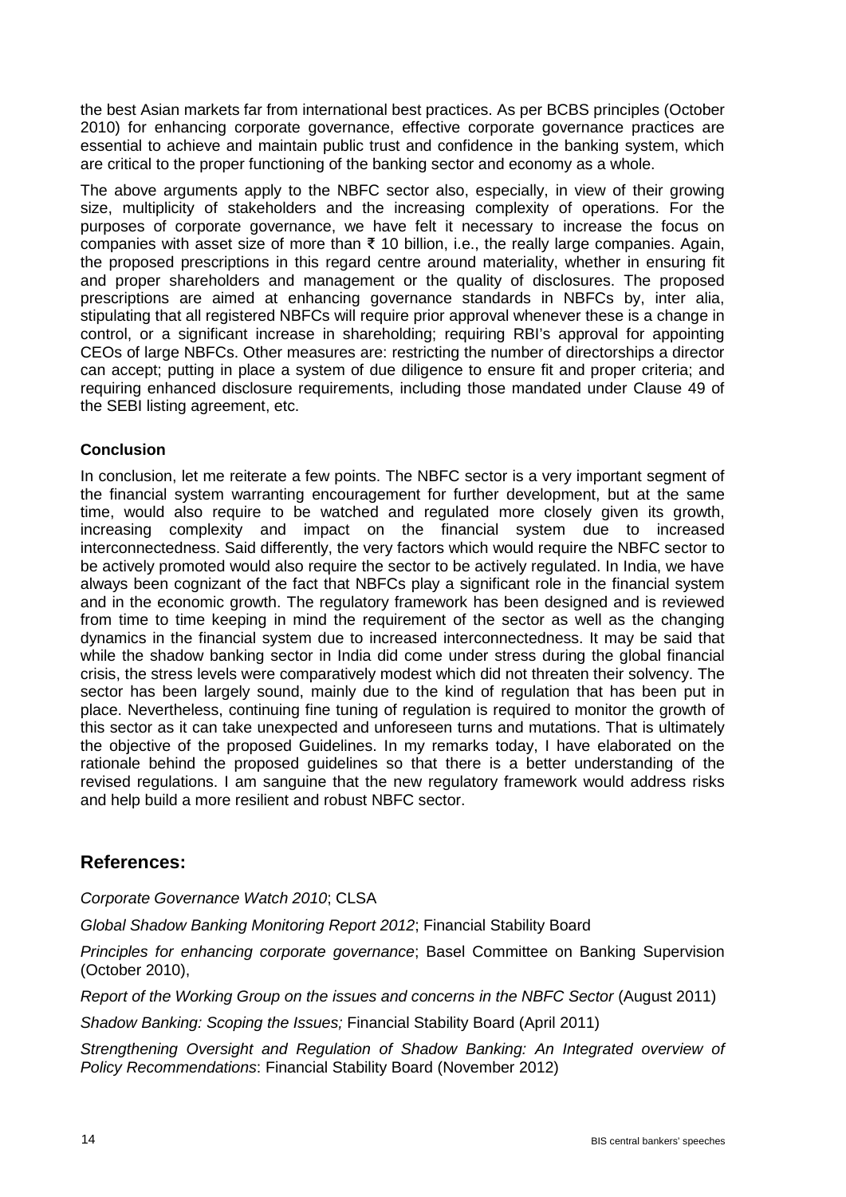the best Asian markets far from international best practices. As per BCBS principles (October 2010) for enhancing corporate governance, effective corporate governance practices are essential to achieve and maintain public trust and confidence in the banking system, which are critical to the proper functioning of the banking sector and economy as a whole.

The above arguments apply to the NBFC sector also, especially, in view of their growing size, multiplicity of stakeholders and the increasing complexity of operations. For the purposes of corporate governance, we have felt it necessary to increase the focus on companies with asset size of more than ₹ 10 billion, i.e., the really large companies. Again, the proposed prescriptions in this regard centre around materiality, whether in ensuring fit and proper shareholders and management or the quality of disclosures. The proposed prescriptions are aimed at enhancing governance standards in NBFCs by, inter alia, stipulating that all registered NBFCs will require prior approval whenever these is a change in control, or a significant increase in shareholding; requiring RBI's approval for appointing CEOs of large NBFCs. Other measures are: restricting the number of directorships a director can accept; putting in place a system of due diligence to ensure fit and proper criteria; and requiring enhanced disclosure requirements, including those mandated under Clause 49 of the SEBI listing agreement, etc.

**Conclusion**

In conclusion, let me reiterate a few points. The NBFC sector is a very important segment of the financial system warranting encouragement for further development, but at the same time, would also require to be watched and regulated more closely given its growth, increasing complexity and impact on the financial system due to increased interconnectedness. Said differently, the very factors which would require the NBFC sector to be actively promoted would also require the sector to be actively regulated. In India, we have always been cognizant of the fact that NBFCs play a significant role in the financial system and in the economic growth. The regulatory framework has been designed and is reviewed from time to time keeping in mind the requirement of the sector as well as the changing dynamics in the financial system due to increased interconnectedness. It may be said that while the shadow banking sector in India did come under stress during the global financial crisis, the stress levels were comparatively modest which did not threaten their solvency. The sector has been largely sound, mainly due to the kind of regulation that has been put in place. Nevertheless, continuing fine tuning of regulation is required to monitor the growth of this sector as it can take unexpected and unforeseen turns and mutations. That is ultimately the objective of the proposed Guidelines. In my remarks today, I have elaborated on the rationale behind the proposed guidelines so that there is a better understanding of the revised regulations. I am sanguine that the new regulatory framework would address risks and help build a more resilient and robust NBFC sector.

## References:

*Corporate Governance Watch 2010*; CLSA

*Global Shadow Banking Monitoring Report 2012*; Financial Stability Board

*Principles for enhancing corporate governance*; Basel Committee on Banking Supervision (October 2010),

*Report of the Working Group on the issues and concerns in the NBFC Sector* (August 2011)

*Shadow Banking: Scoping the Issues;* Financial Stability Board (April 2011)

*Strengthening Oversight and Regulation of Shadow Banking: An Integrated overview of Policy Recommendations*: Financial Stability Board (November 2012)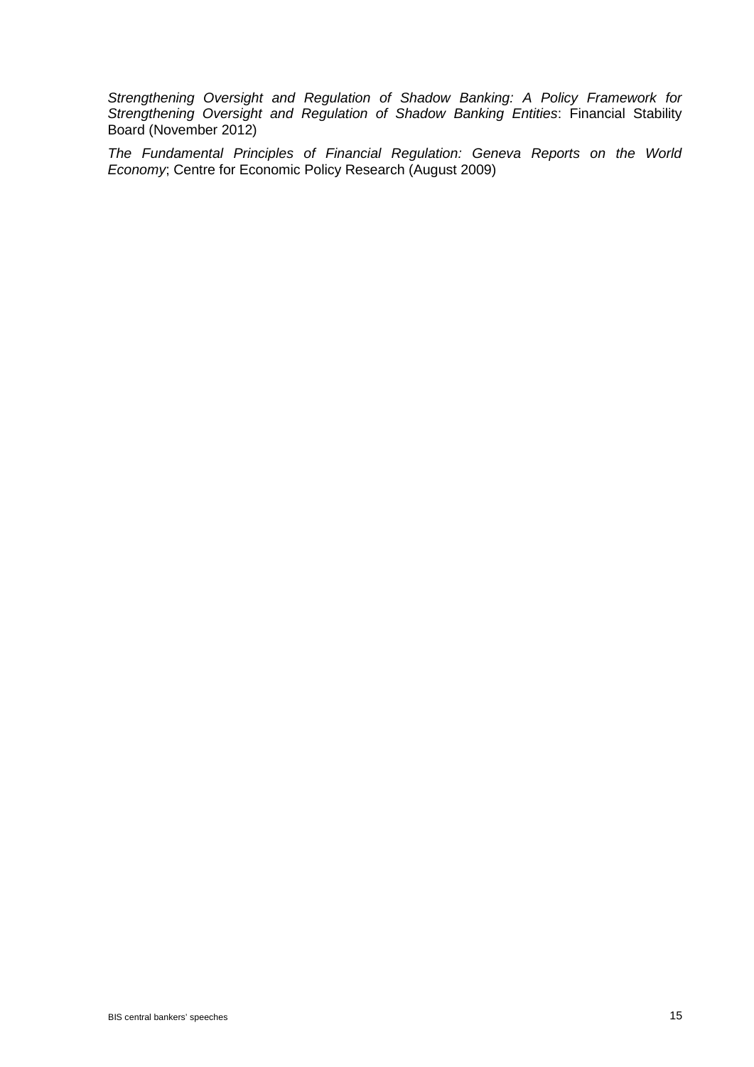*Strengthening Oversight and Regulation of Shadow Banking: A Policy Framework for Strengthening Oversight and Regulation of Shadow Banking Entities*: Financial Stability Board (November 2012)

*The Fundamental Principles of Financial Regulation: Geneva Reports on the World Economy*; Centre for Economic Policy Research (August 2009)